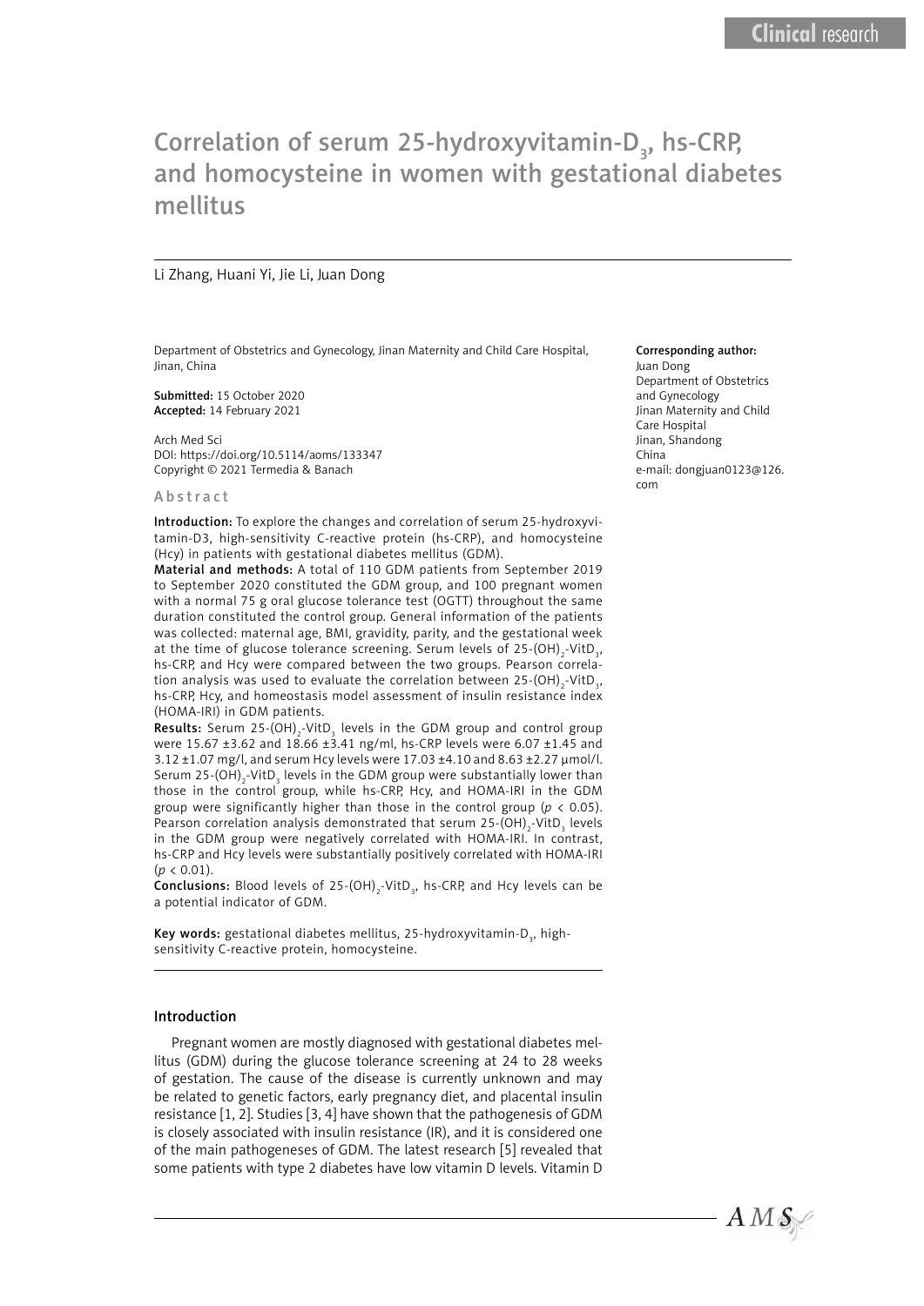Clinical research

# Correlation of serum 25-hydroxyvitamin-$D_3$, hs-CRP, and homocysteine in women with gestational diabetes mellitus

Li Zhang, Huani Yi, Jie Li, Juan Dong

Department of Obstetrics and Gynecology, Jinan Maternity and Child Care Hospital, Jinan, China

**Submitted:** 15 October 2020
**Accepted:** 14 February 2021

Arch Med Sci
DOI: https://doi.org/10.5114/aoms/133347
Copyright © 2021 Termedia & Banach

**Corresponding author:**
Juan Dong
Department of Obstetrics and Gynecology
Jinan Maternity and Child Care Hospital
Jinan, Shandong
China
e-mail: dongjuan0123@126.com

## Abstract

**Introduction:** To explore the changes and correlation of serum 25-hydroxyvitamin-D3, high-sensitivity C-reactive protein (hs-CRP), and homocysteine (Hcy) in patients with gestational diabetes mellitus (GDM).

**Material and methods:** A total of 110 GDM patients from September 2019 to September 2020 constituted the GDM group, and 100 pregnant women with a normal 75 g oral glucose tolerance test (OGTT) throughout the same duration constituted the control group. General information of the patients was collected: maternal age, BMI, gravidity, parity, and the gestational week at the time of glucose tolerance screening. Serum levels of 25-$(OH)_2$-Vit$D_3$, hs-CRP, and Hcy were compared between the two groups. Pearson correlation analysis was used to evaluate the correlation between 25-$(OH)_2$-Vit$D_3$, hs-CRP, Hcy, and homeostasis model assessment of insulin resistance index (HOMA-IRI) in GDM patients.

**Results:** Serum 25-$(OH)_2$-Vit$D_3$ levels in the GDM group and control group were 15.67 ±3.62 and 18.66 ±3.41 ng/ml, hs-CRP levels were 6.07 ±1.45 and 3.12 ±1.07 mg/l, and serum Hcy levels were 17.03 ±4.10 and 8.63 ±2.27 µmol/l. Serum 25-$(OH)_2$-Vit$D_3$ levels in the GDM group were substantially lower than those in the control group, while hs-CRP, Hcy, and HOMA-IRI in the GDM group were significantly higher than those in the control group ($p < 0.05$). Pearson correlation analysis demonstrated that serum 25-$(OH)_2$-Vit$D_3$ levels in the GDM group were negatively correlated with HOMA-IRI. In contrast, hs-CRP and Hcy levels were substantially positively correlated with HOMA-IRI ($p < 0.01$).

**Conclusions:** Blood levels of 25-$(OH)_2$-Vit$D_3$, hs-CRP, and Hcy levels can be a potential indicator of GDM.

**Key words:** gestational diabetes mellitus, 25-hydroxyvitamin-$D_3$, high-sensitivity C-reactive protein, homocysteine.

## Introduction

Pregnant women are mostly diagnosed with gestational diabetes mellitus (GDM) during the glucose tolerance screening at 24 to 28 weeks of gestation. The cause of the disease is currently unknown and may be related to genetic factors, early pregnancy diet, and placental insulin resistance [1, 2]. Studies [3, 4] have shown that the pathogenesis of GDM is closely associated with insulin resistance (IR), and it is considered one of the main pathogeneses of GDM. The latest research [5] revealed that some patients with type 2 diabetes have low vitamin D levels. Vitamin D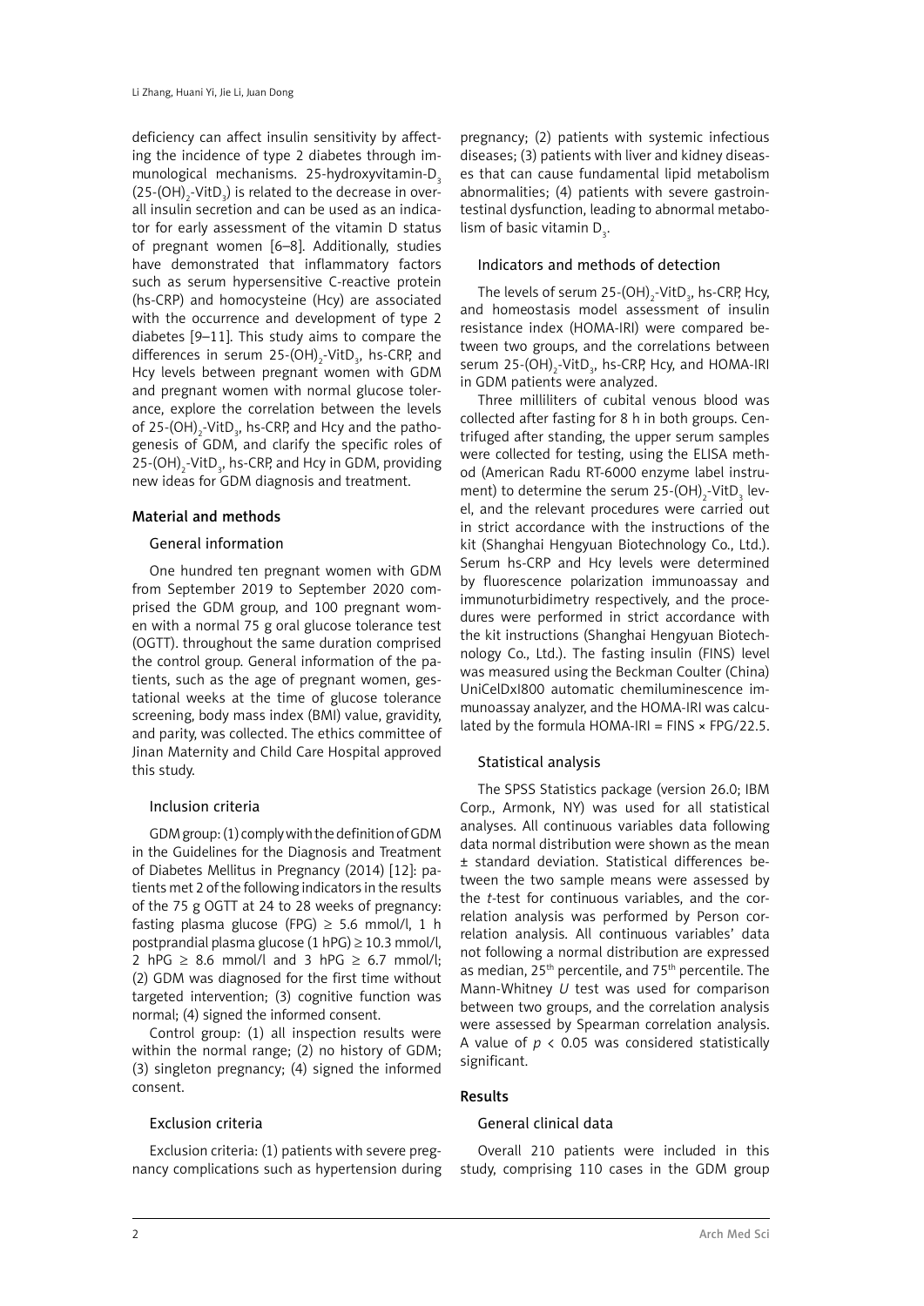deficiency can affect insulin sensitivity by affecting the incidence of type 2 diabetes through immunological mechanisms. 25-hydroxyvitamin-$D_3$ (25-$(OH)_2$-Vit$D_3$) is related to the decrease in overall insulin secretion and can be used as an indicator for early assessment of the vitamin D status of pregnant women [6–8]. Additionally, studies have demonstrated that inflammatory factors such as serum hypersensitive C-reactive protein (hs-CRP) and homocysteine (Hcy) are associated with the occurrence and development of type 2 diabetes [9–11]. This study aims to compare the differences in serum 25-$(OH)_2$-Vit$D_3$, hs-CRP, and Hcy levels between pregnant women with GDM and pregnant women with normal glucose tolerance, explore the correlation between the levels of 25-$(OH)_2$-Vit$D_3$, hs-CRP, and Hcy and the pathogenesis of GDM, and clarify the specific roles of 25-$(OH)_2$-Vit$D_3$, hs-CRP, and Hcy in GDM, providing new ideas for GDM diagnosis and treatment.

## Material and methods

### General information

One hundred ten pregnant women with GDM from September 2019 to September 2020 comprised the GDM group, and 100 pregnant women with a normal 75 g oral glucose tolerance test (OGTT). throughout the same duration comprised the control group. General information of the patients, such as the age of pregnant women, gestational weeks at the time of glucose tolerance screening, body mass index (BMI) value, gravidity, and parity, was collected. The ethics committee of Jinan Maternity and Child Care Hospital approved this study.

### Inclusion criteria

GDM group: (1) comply with the definition of GDM in the Guidelines for the Diagnosis and Treatment of Diabetes Mellitus in Pregnancy (2014) [12]: patients met 2 of the following indicators in the results of the 75 g OGTT at 24 to 28 weeks of pregnancy: fasting plasma glucose (FPG) ≥ 5.6 mmol/l, 1 h postprandial plasma glucose (1 hPG) ≥ 10.3 mmol/l, 2 hPG ≥ 8.6 mmol/l and 3 hPG ≥ 6.7 mmol/l; (2) GDM was diagnosed for the first time without targeted intervention; (3) cognitive function was normal; (4) signed the informed consent.

Control group: (1) all inspection results were within the normal range; (2) no history of GDM; (3) singleton pregnancy; (4) signed the informed consent.

### Exclusion criteria

Exclusion criteria: (1) patients with severe pregnancy complications such as hypertension during pregnancy; (2) patients with systemic infectious diseases; (3) patients with liver and kidney diseases that can cause fundamental lipid metabolism abnormalities; (4) patients with severe gastrointestinal dysfunction, leading to abnormal metabolism of basic vitamin $D_3$.

### Indicators and methods of detection

The levels of serum 25-$(OH)_2$-Vit$D_3$, hs-CRP, Hcy, and homeostasis model assessment of insulin resistance index (HOMA-IRI) were compared between two groups, and the correlations between serum 25-$(OH)_2$-Vit$D_3$, hs-CRP, Hcy, and HOMA-IRI in GDM patients were analyzed.

Three milliliters of cubital venous blood was collected after fasting for 8 h in both groups. Centrifuged after standing, the upper serum samples were collected for testing, using the ELISA method (American Radu RT-6000 enzyme label instrument) to determine the serum 25-$(OH)_2$-Vit$D_3$ level, and the relevant procedures were carried out in strict accordance with the instructions of the kit (Shanghai Hengyuan Biotechnology Co., Ltd.). Serum hs-CRP and Hcy levels were determined by fluorescence polarization immunoassay and immunoturbidimetry respectively, and the procedures were performed in strict accordance with the kit instructions (Shanghai Hengyuan Biotechnology Co., Ltd.). The fasting insulin (FINS) level was measured using the Beckman Coulter (China) UniCelDxI800 automatic chemiluminescence immunoassay analyzer, and the HOMA-IRI was calculated by the formula HOMA-IRI = FINS × FPG/22.5.

### Statistical analysis

The SPSS Statistics package (version 26.0; IBM Corp., Armonk, NY) was used for all statistical analyses. All continuous variables data following data normal distribution were shown as the mean ± standard deviation. Statistical differences between the two sample means were assessed by the *t*-test for continuous variables, and the correlation analysis was performed by Person correlation analysis. All continuous variables' data not following a normal distribution are expressed as median, 25th percentile, and 75th percentile. The Mann-Whitney *U* test was used for comparison between two groups, and the correlation analysis were assessed by Spearman correlation analysis. A value of $p < 0.05$ was considered statistically significant.

## Results

### General clinical data

Overall 210 patients were included in this study, comprising 110 cases in the GDM group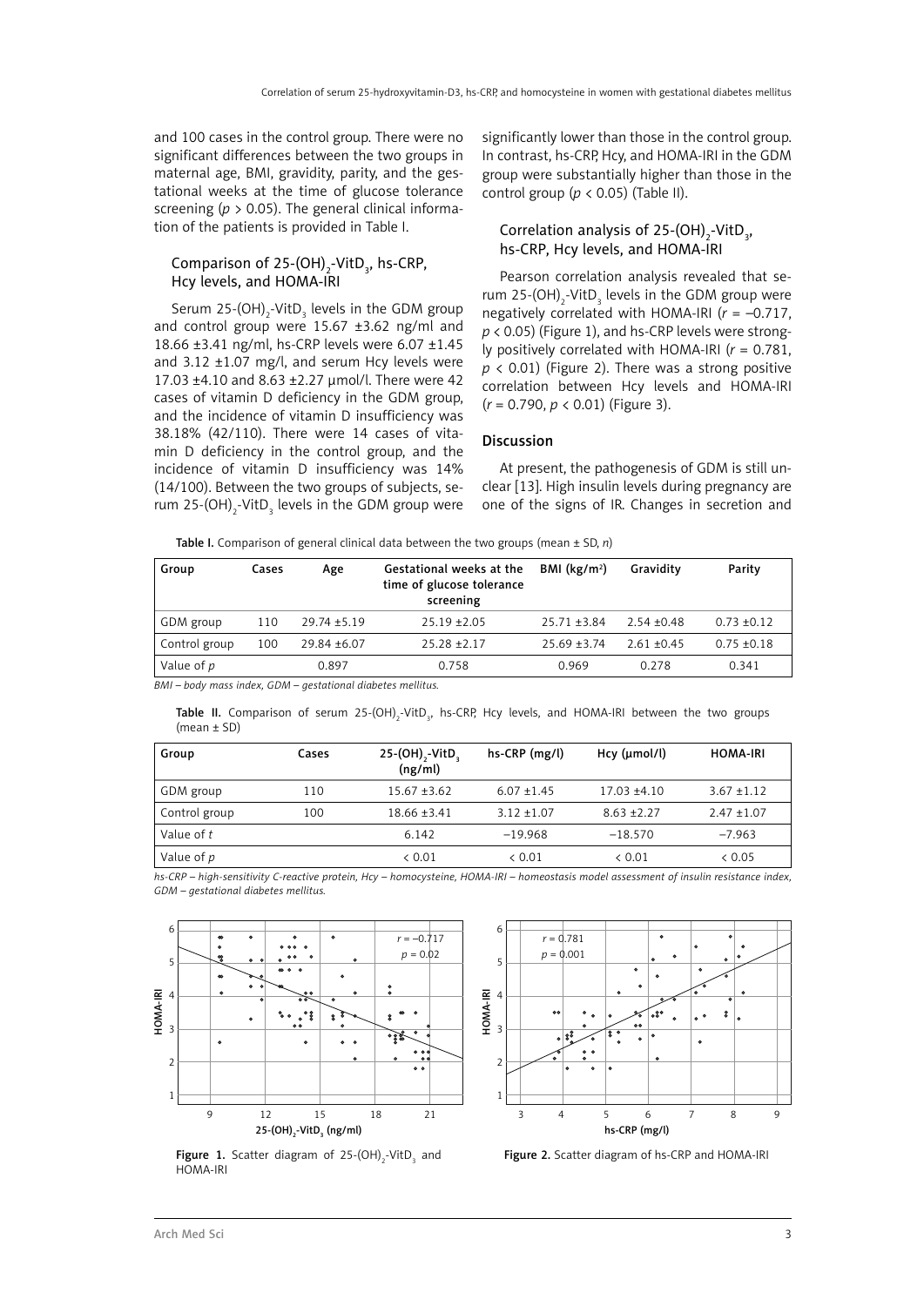and 100 cases in the control group. There were no significant differences between the two groups in maternal age, BMI, gravidity, parity, and the gestational weeks at the time of glucose tolerance screening ($p > 0.05$). The general clinical information of the patients is provided in Table I.

### Comparison of 25-$(OH)_2$-$VitD_3$, hs-CRP, Hcy levels, and HOMA-IRI

Serum 25-$(OH)_2$-$VitD_3$ levels in the GDM group and control group were 15.67 ±3.62 ng/ml and 18.66 ±3.41 ng/ml, hs-CRP levels were 6.07 ±1.45 and 3.12 ±1.07 mg/l, and serum Hcy levels were 17.03 ±4.10 and 8.63 ±2.27 μmol/l. There were 42 cases of vitamin D deficiency in the GDM group, and the incidence of vitamin D insufficiency was 38.18% (42/110). There were 14 cases of vitamin D deficiency in the control group, and the incidence of vitamin D insufficiency was 14% (14/100). Between the two groups of subjects, serum 25-$(OH)_2$-$VitD_3$ levels in the GDM group were significantly lower than those in the control group. In contrast, hs-CRP, Hcy, and HOMA-IRI in the GDM group were substantially higher than those in the control group ($p < 0.05$) (Table II).

### Correlation analysis of 25-$(OH)_2$-$VitD_3$, hs-CRP, Hcy levels, and HOMA-IRI

Pearson correlation analysis revealed that serum 25-$(OH)_2$-$VitD_3$ levels in the GDM group were negatively correlated with HOMA-IRI ($r = -0.717$, $p < 0.05$) (Figure 1), and hs-CRP levels were strongly positively correlated with HOMA-IRI ($r = 0.781$, $p < 0.01$) (Figure 2). There was a strong positive correlation between Hcy levels and HOMA-IRI ($r = 0.790$, $p < 0.01$) (Figure 3).

## Discussion

At present, the pathogenesis of GDM is still unclear [13]. High insulin levels during pregnancy are one of the signs of IR. Changes in secretion and

**Table I.** Comparison of general clinical data between the two groups (mean ± SD, *n*)

| Group | Cases | Age | Gestational weeks at the time of glucose tolerance screening | BMI (kg/m²) | Gravidity | Parity |
|---|---|---|---|---|---|---|
| GDM group | 110 | 29.74 ±5.19 | 25.19 ±2.05 | 25.71 ±3.84 | 2.54 ±0.48 | 0.73 ±0.12 |
| Control group | 100 | 29.84 ±6.07 | 25.28 ±2.17 | 25.69 ±3.74 | 2.61 ±0.45 | 0.75 ±0.18 |
| Value of *p* | | 0.897 | 0.758 | 0.969 | 0.278 | 0.341 |

*BMI – body mass index, GDM – gestational diabetes mellitus.*

**Table II.** Comparison of serum 25-$(OH)_2$-$VitD_3$, hs-CRP, Hcy levels, and HOMA-IRI between the two groups (mean ± SD)

| Group | Cases | 25-$(OH)_2$-$VitD_3$ (ng/ml) | hs-CRP (mg/l) | Hcy (μmol/l) | HOMA-IRI |
|---|---|---|---|---|---|
| GDM group | 110 | 15.67 ±3.62 | 6.07 ±1.45 | 17.03 ±4.10 | 3.67 ±1.12 |
| Control group | 100 | 18.66 ±3.41 | 3.12 ±1.07 | 8.63 ±2.27 | 2.47 ±1.07 |
| Value of *t* | | 6.142 | –19.968 | –18.570 | –7.963 |
| Value of *p* | | < 0.01 | < 0.01 | < 0.01 | < 0.05 |

*hs-CRP – high-sensitivity C-reactive protein, Hcy – homocysteine, HOMA-IRI – homeostasis model assessment of insulin resistance index, GDM – gestational diabetes mellitus.*

**Figure 1.** Scatter diagram of 25-$(OH)_2$-$VitD_3$ and HOMA-IRI

**Figure 2.** Scatter diagram of hs-CRP and HOMA-IRI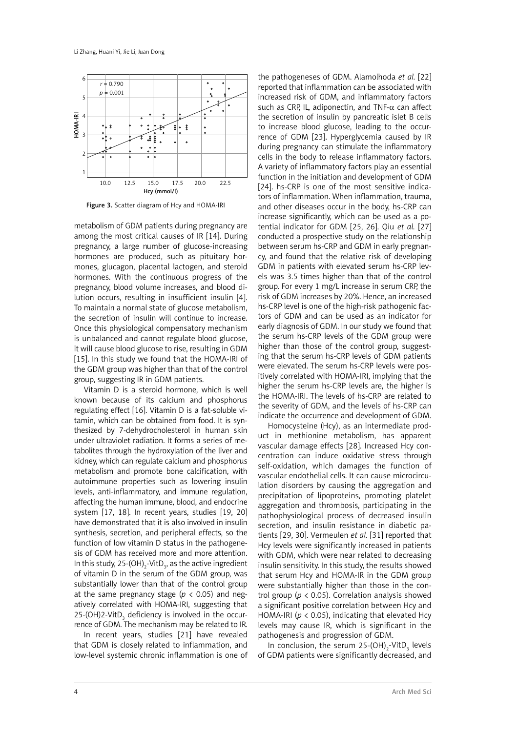Figure 3. Scatter diagram of Hcy and HOMA-IRI

metabolism of GDM patients during pregnancy are among the most critical causes of IR [14]. During pregnancy, a large number of glucose-increasing hormones are produced, such as pituitary hormones, glucagon, placental lactogen, and steroid hormones. With the continuous progress of the pregnancy, blood volume increases, and blood dilution occurs, resulting in insufficient insulin [4]. To maintain a normal state of glucose metabolism, the secretion of insulin will continue to increase. Once this physiological compensatory mechanism is unbalanced and cannot regulate blood glucose, it will cause blood glucose to rise, resulting in GDM [15]. In this study we found that the HOMA-IRI of the GDM group was higher than that of the control group, suggesting IR in GDM patients.

Vitamin D is a steroid hormone, which is well known because of its calcium and phosphorus regulating effect [16]. Vitamin D is a fat-soluble vitamin, which can be obtained from food. It is synthesized by 7-dehydrocholesterol in human skin under ultraviolet radiation. It forms a series of metabolites through the hydroxylation of the liver and kidney, which can regulate calcium and phosphorus metabolism and promote bone calcification, with autoimmune properties such as lowering insulin levels, anti-inflammatory, and immune regulation, affecting the human immune, blood, and endocrine system [17, 18]. In recent years, studies [19, 20] have demonstrated that it is also involved in insulin synthesis, secretion, and peripheral effects, so the function of low vitamin D status in the pathogenesis of GDM has received more and more attention. In this study, 25-$(OH)_2$-$VitD_3$, as the active ingredient of vitamin D in the serum of the GDM group, was substantially lower than that of the control group at the same pregnancy stage ($p < 0.05$) and negatively correlated with HOMA-IRI, suggesting that 25-(OH)2-$VitD_3$ deficiency is involved in the occurrence of GDM. The mechanism may be related to IR.

In recent years, studies [21] have revealed that GDM is closely related to inflammation, and low-level systemic chronic inflammation is one of the pathogeneses of GDM. Alamolhoda *et al.* [22] reported that inflammation can be associated with increased risk of GDM, and inflammatory factors such as CRP, IL, adiponectin, and TNF-$\alpha$ can affect the secretion of insulin by pancreatic islet B cells to increase blood glucose, leading to the occurrence of GDM [23]. Hyperglycemia caused by IR during pregnancy can stimulate the inflammatory cells in the body to release inflammatory factors. A variety of inflammatory factors play an essential function in the initiation and development of GDM [24]. hs-CRP is one of the most sensitive indicators of inflammation. When inflammation, trauma, and other diseases occur in the body, hs-CRP can increase significantly, which can be used as a potential indicator for GDM [25, 26]. Qiu *et al.* [27] conducted a prospective study on the relationship between serum hs-CRP and GDM in early pregnancy, and found that the relative risk of developing GDM in patients with elevated serum hs-CRP levels was 3.5 times higher than that of the control group. For every 1 mg/L increase in serum CRP, the risk of GDM increases by 20%. Hence, an increased hs-CRP level is one of the high-risk pathogenic factors of GDM and can be used as an indicator for early diagnosis of GDM. In our study we found that the serum hs-CRP levels of the GDM group were higher than those of the control group, suggesting that the serum hs-CRP levels of GDM patients were elevated. The serum hs-CRP levels were positively correlated with HOMA-IRI, implying that the higher the serum hs-CRP levels are, the higher is the HOMA-IRI. The levels of hs-CRP are related to the severity of GDM, and the levels of hs-CRP can indicate the occurrence and development of GDM.

Homocysteine (Hcy), as an intermediate product in methionine metabolism, has apparent vascular damage effects [28]. Increased Hcy concentration can induce oxidative stress through self-oxidation, which damages the function of vascular endothelial cells. It can cause microcirculation disorders by causing the aggregation and precipitation of lipoproteins, promoting platelet aggregation and thrombosis, participating in the pathophysiological process of decreased insulin secretion, and insulin resistance in diabetic patients [29, 30]. Vermeulen *et al.* [31] reported that Hcy levels were significantly increased in patients with GDM, which were near related to decreasing insulin sensitivity. In this study, the results showed that serum Hcy and HOMA-IR in the GDM group were substantially higher than those in the control group ($p < 0.05$). Correlation analysis showed a significant positive correlation between Hcy and HOMA-IRI ($p < 0.05$), indicating that elevated Hcy levels may cause IR, which is significant in the pathogenesis and progression of GDM.

In conclusion, the serum 25-$(OH)_2$-$VitD_3$ levels of GDM patients were significantly decreased, and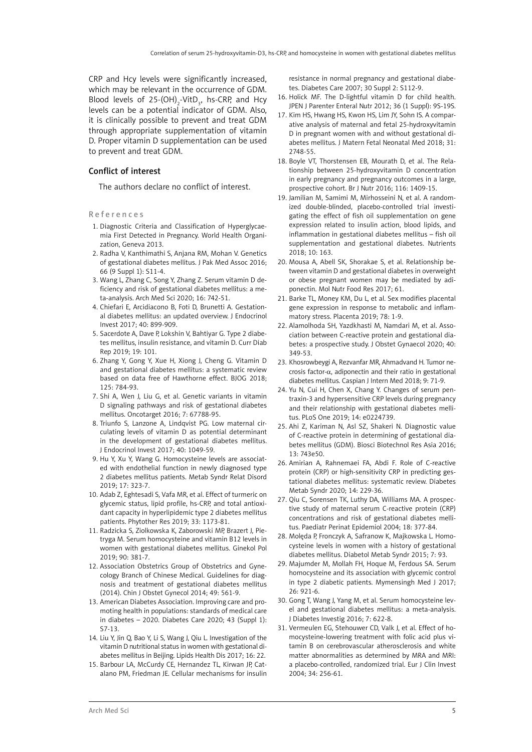CRP and Hcy levels were significantly increased, which may be relevant in the occurrence of GDM. Blood levels of 25-$(OH)_2$-Vit$D_3$, hs-CRP, and Hcy levels can be a potential indicator of GDM. Also, it is clinically possible to prevent and treat GDM through appropriate supplementation of vitamin D. Proper vitamin D supplementation can be used to prevent and treat GDM.

## Conflict of interest

The authors declare no conflict of interest.

## References

1. Diagnostic Criteria and Classification of Hyperglycaemia First Detected in Pregnancy. World Health Organization, Geneva 2013.
2. Radha V, Kanthimathi S, Anjana RM, Mohan V. Genetics of gestational diabetes mellitus. J Pak Med Assoc 2016; 66 (9 Suppl 1): S11-4.
3. Wang L, Zhang C, Song Y, Zhang Z. Serum vitamin D deficiency and risk of gestational diabetes mellitus: a meta-analysis. Arch Med Sci 2020; 16: 742-51.
4. Chiefari E, Arcidiacono B, Foti D, Brunetti A. Gestational diabetes mellitus: an updated overview. J Endocrinol Invest 2017; 40: 899-909.
5. Sacerdote A, Dave P, Lokshin V, Bahtiyar G. Type 2 diabetes mellitus, insulin resistance, and vitamin D. Curr Diab Rep 2019; 19: 101.
6. Zhang Y, Gong Y, Xue H, Xiong J, Cheng G. Vitamin D and gestational diabetes mellitus: a systematic review based on data free of Hawthorne effect. BJOG 2018; 125: 784-93.
7. Shi A, Wen J, Liu G, et al. Genetic variants in vitamin D signaling pathways and risk of gestational diabetes mellitus. Oncotarget 2016; 7: 67788-95.
8. Triunfo S, Lanzone A, Lindqvist PG. Low maternal circulating levels of vitamin D as potential determinant in the development of gestational diabetes mellitus. J Endocrinol Invest 2017; 40: 1049-59.
9. Hu Y, Xu Y, Wang G. Homocysteine levels are associated with endothelial function in newly diagnosed type 2 diabetes mellitus patients. Metab Syndr Relat Disord 2019; 17: 323-7.
10. Adab Z, Eghtesadi S, Vafa MR, et al. Effect of turmeric on glycemic status, lipid profile, hs-CRP, and total antioxidant capacity in hyperlipidemic type 2 diabetes mellitus patients. Phytother Res 2019; 33: 1173-81.
11. Radzicka S, Ziolkowska K, Zaborowski MP, Brazert J, Pietryga M. Serum homocysteine and vitamin B12 levels in women with gestational diabetes mellitus. Ginekol Pol 2019; 90: 381-7.
12. Association Obstetrics Group of Obstetrics and Gynecology Branch of Chinese Medical. Guidelines for diagnosis and treatment of gestational diabetes mellitus (2014). Chin J Obstet Gynecol 2014; 49: 561-9.
13. American Diabetes Association. Improving care and promoting health in populations: standards of medical care in diabetes – 2020. Diabetes Care 2020; 43 (Suppl 1): S7-13.
14. Liu Y, Jin Q, Bao Y, Li S, Wang J, Qiu L. Investigation of the vitamin D nutritional status in women with gestational diabetes mellitus in Beijing. Lipids Health Dis 2017; 16: 22.
15. Barbour LA, McCurdy CE, Hernandez TL, Kirwan JP, Catalano PM, Friedman JE. Cellular mechanisms for insulin resistance in normal pregnancy and gestational diabetes. Diabetes Care 2007; 30 Suppl 2: S112-9.
16. Holick MF. The D-lightful vitamin D for child health. JPEN J Parenter Enteral Nutr 2012; 36 (1 Suppl): 9S-19S.
17. Kim HS, Hwang HS, Kwon HS, Lim JY, Sohn IS. A comparative analysis of maternal and fetal 25-hydroxyvitamin D in pregnant women with and without gestational diabetes mellitus. J Matern Fetal Neonatal Med 2018; 31: 2748-55.
18. Boyle VT, Thorstensen EB, Mourath D, et al. The Relationship between 25-hydroxyvitamin D concentration in early pregnancy and pregnancy outcomes in a large, prospective cohort. Br J Nutr 2016; 116: 1409-15.
19. Jamilian M, Samimi M, Mirhosseini N, et al. A randomized double-blinded, placebo-controlled trial investigating the effect of fish oil supplementation on gene expression related to insulin action, blood lipids, and inflammation in gestational diabetes mellitus – fish oil supplementation and gestational diabetes. Nutrients 2018; 10: 163.
20. Mousa A, Abell SK, Shorakae S, et al. Relationship between vitamin D and gestational diabetes in overweight or obese pregnant women may be mediated by adiponectin. Mol Nutr Food Res 2017; 61.
21. Barke TL, Money KM, Du L, et al. Sex modifies placental gene expression in response to metabolic and inflammatory stress. Placenta 2019; 78: 1-9.
22. Alamolhoda SH, Yazdkhasti M, Namdari M, et al. Association between C-reactive protein and gestational diabetes: a prospective study. J Obstet Gynaecol 2020; 40: 349-53.
23. Khosrowbeygi A, Rezvanfar MR, Ahmadvand H. Tumor necrosis factor-α, adiponectin and their ratio in gestational diabetes mellitus. Caspian J Intern Med 2018; 9: 71-9.
24. Yu N, Cui H, Chen X, Chang Y. Changes of serum pentraxin-3 and hypersensitive CRP levels during pregnancy and their relationship with gestational diabetes mellitus. PLoS One 2019; 14: e0224739.
25. Ahi Z, Kariman N, Asl SZ, Shakeri N. Diagnostic value of C-reactive protein in determining of gestational diabetes mellitus (GDM). Biosci Biotechnol Res Asia 2016; 13: 743e50.
26. Amirian A, Rahnemaei FA, Abdi F. Role of C-reactive protein (CRP) or high-sensitivity CRP in predicting gestational diabetes mellitus: systematic review. Diabetes Metab Syndr 2020; 14: 229-36.
27. Qiu C, Sorensen TK, Luthy DA, Williams MA. A prospective study of maternal serum C-reactive protein (CRP) concentrations and risk of gestational diabetes mellitus. Paediatr Perinat Epidemiol 2004; 18: 377-84.
28. Molęda P, Fronczyk A, Safranow K, Majkowska L. Homocysteine levels in women with a history of gestational diabetes mellitus. Diabetol Metab Syndr 2015; 7: 93.
29. Majumder M, Mollah FH, Hoque M, Ferdous SA. Serum homocysteine and its association with glycemic control in type 2 diabetic patients. Mymensingh Med J 2017; 26: 921-6.
30. Gong T, Wang J, Yang M, et al. Serum homocysteine level and gestational diabetes mellitus: a meta-analysis. J Diabetes Investig 2016; 7: 622-8.
31. Vermeulen EG, Stehouwer CD, Valk J, et al. Effect of homocysteine-lowering treatment with folic acid plus vitamin B on cerebrovascular atherosclerosis and white matter abnormalities as determined by MRA and MRI: a placebo-controlled, randomized trial. Eur J Clin Invest 2004; 34: 256-61.